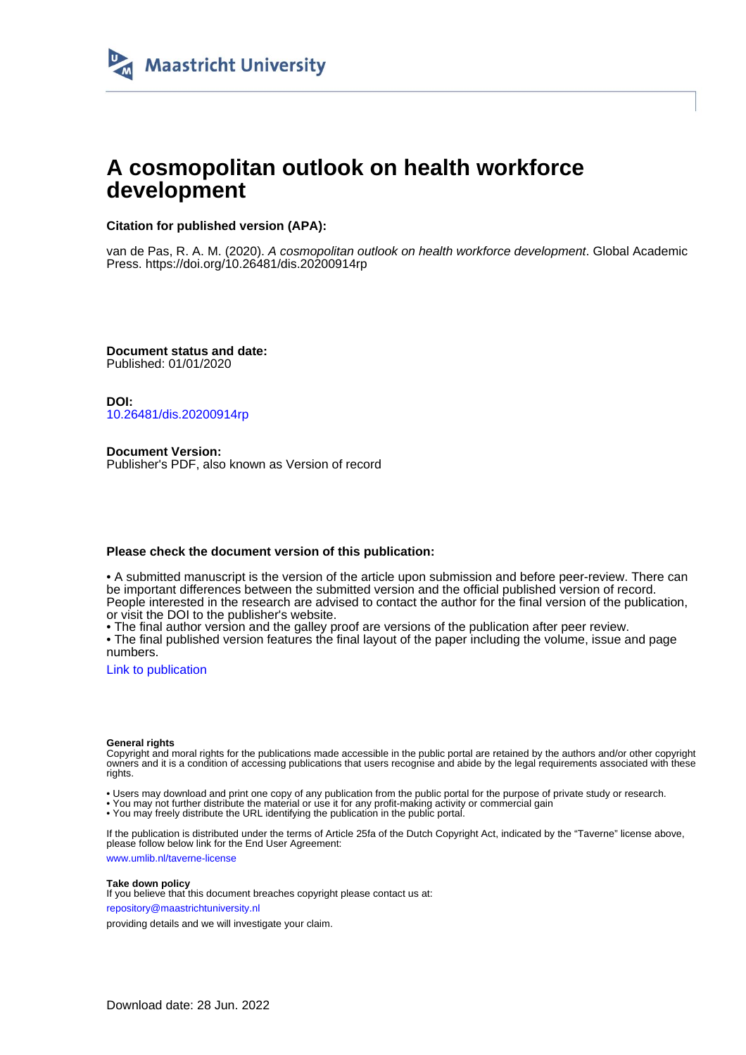# A cosmopolitan outlook on health workforce development

**Citation for published version (APA):**

van de Pas, R. A. M. (2020). *A cosmopolitan outlook on health workforce development*. Global Academic Press. https://doi.org/10.26481/dis.20200914rp

**Document status and date:**
Published: 01/01/2020

**DOI:**
10.26481/dis.20200914rp

**Document Version:**
Publisher's PDF, also known as Version of record

**Please check the document version of this publication:**

• A submitted manuscript is the version of the article upon submission and before peer-review. There can be important differences between the submitted version and the official published version of record. People interested in the research are advised to contact the author for the final version of the publication, or visit the DOI to the publisher's website.
• The final author version and the galley proof are versions of the publication after peer review.
• The final published version features the final layout of the paper including the volume, issue and page numbers.

Link to publication

**General rights**
Copyright and moral rights for the publications made accessible in the public portal are retained by the authors and/or other copyright owners and it is a condition of accessing publications that users recognise and abide by the legal requirements associated with these rights.

• Users may download and print one copy of any publication from the public portal for the purpose of private study or research.
• You may not further distribute the material or use it for any profit-making activity or commercial gain
• You may freely distribute the URL identifying the publication in the public portal.

If the publication is distributed under the terms of Article 25fa of the Dutch Copyright Act, indicated by the "Taverne" license above, please follow below link for the End User Agreement:

www.umlib.nl/taverne-license

**Take down policy**
If you believe that this document breaches copyright please contact us at:

repository@maastrichtuniversity.nl

providing details and we will investigate your claim.

Download date: 28 Jun. 2022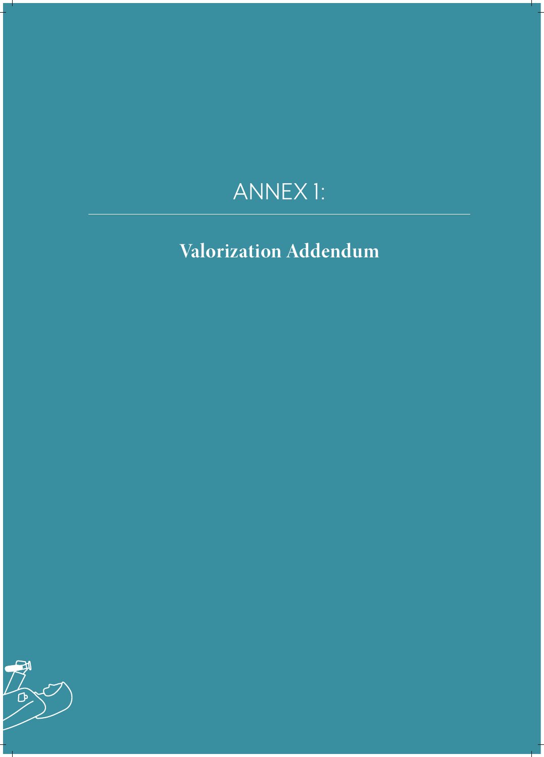# ANNEX 1:

## Valorization Addendum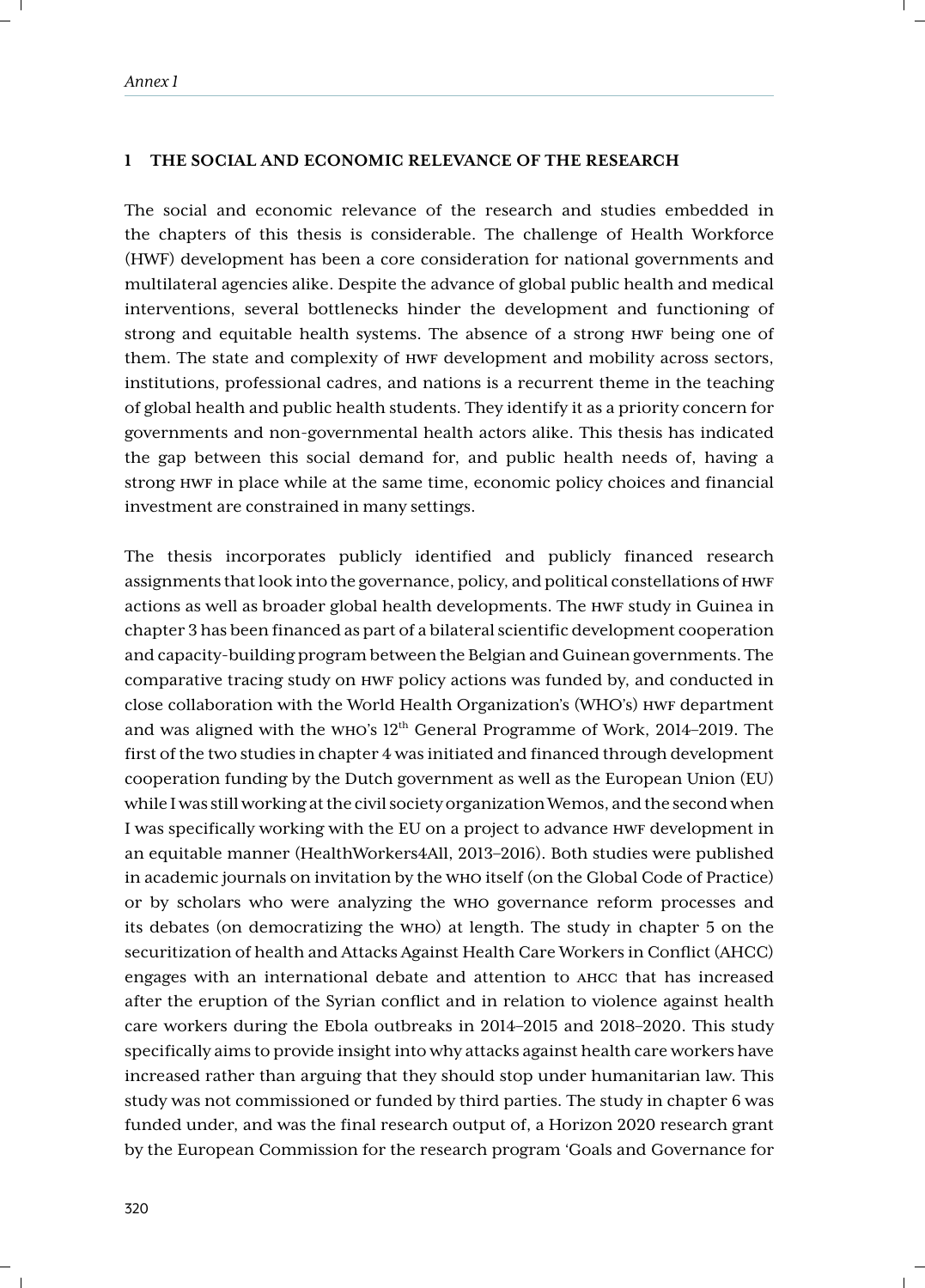## 1 THE SOCIAL AND ECONOMIC RELEVANCE OF THE RESEARCH

The social and economic relevance of the research and studies embedded in the chapters of this thesis is considerable. The challenge of Health Workforce (HWF) development has been a core consideration for national governments and multilateral agencies alike. Despite the advance of global public health and medical interventions, several bottlenecks hinder the development and functioning of strong and equitable health systems. The absence of a strong HWF being one of them. The state and complexity of HWF development and mobility across sectors, institutions, professional cadres, and nations is a recurrent theme in the teaching of global health and public health students. They identify it as a priority concern for governments and non-governmental health actors alike. This thesis has indicated the gap between this social demand for, and public health needs of, having a strong HWF in place while at the same time, economic policy choices and financial investment are constrained in many settings.

The thesis incorporates publicly identified and publicly financed research assignments that look into the governance, policy, and political constellations of HWF actions as well as broader global health developments. The HWF study in Guinea in chapter 3 has been financed as part of a bilateral scientific development cooperation and capacity-building program between the Belgian and Guinean governments. The comparative tracing study on HWF policy actions was funded by, and conducted in close collaboration with the World Health Organization's (WHO's) HWF department and was aligned with the WHO's 12th General Programme of Work, 2014–2019. The first of the two studies in chapter 4 was initiated and financed through development cooperation funding by the Dutch government as well as the European Union (EU) while I was still working at the civil society organization Wemos, and the second when I was specifically working with the EU on a project to advance HWF development in an equitable manner (HealthWorkers4All, 2013–2016). Both studies were published in academic journals on invitation by the WHO itself (on the Global Code of Practice) or by scholars who were analyzing the WHO governance reform processes and its debates (on democratizing the WHO) at length. The study in chapter 5 on the securitization of health and Attacks Against Health Care Workers in Conflict (AHCC) engages with an international debate and attention to AHCC that has increased after the eruption of the Syrian conflict and in relation to violence against health care workers during the Ebola outbreaks in 2014–2015 and 2018–2020. This study specifically aims to provide insight into why attacks against health care workers have increased rather than arguing that they should stop under humanitarian law. This study was not commissioned or funded by third parties. The study in chapter 6 was funded under, and was the final research output of, a Horizon 2020 research grant by the European Commission for the research program 'Goals and Governance for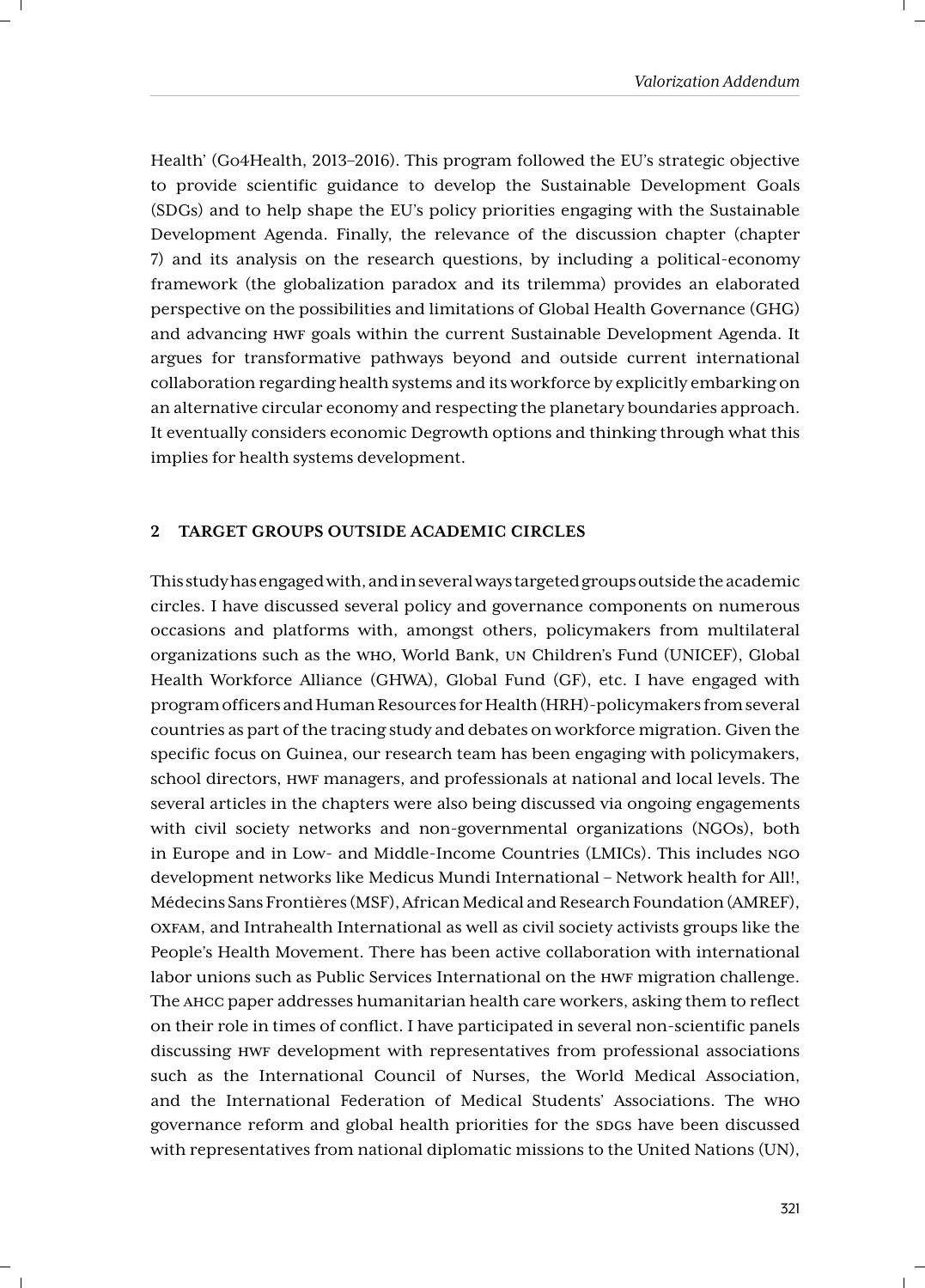Health' (Go4Health, 2013–2016). This program followed the EU's strategic objective to provide scientific guidance to develop the Sustainable Development Goals (SDGs) and to help shape the EU's policy priorities engaging with the Sustainable Development Agenda. Finally, the relevance of the discussion chapter (chapter 7) and its analysis on the research questions, by including a political-economy framework (the globalization paradox and its trilemma) provides an elaborated perspective on the possibilities and limitations of Global Health Governance (GHG) and advancing HWF goals within the current Sustainable Development Agenda. It argues for transformative pathways beyond and outside current international collaboration regarding health systems and its workforce by explicitly embarking on an alternative circular economy and respecting the planetary boundaries approach. It eventually considers economic Degrowth options and thinking through what this implies for health systems development.

## 2 TARGET GROUPS OUTSIDE ACADEMIC CIRCLES

This study has engaged with, and in several ways targeted groups outside the academic circles. I have discussed several policy and governance components on numerous occasions and platforms with, amongst others, policymakers from multilateral organizations such as the WHO, World Bank, UN Children's Fund (UNICEF), Global Health Workforce Alliance (GHWA), Global Fund (GF), etc. I have engaged with program officers and Human Resources for Health (HRH)-policymakers from several countries as part of the tracing study and debates on workforce migration. Given the specific focus on Guinea, our research team has been engaging with policymakers, school directors, HWF managers, and professionals at national and local levels. The several articles in the chapters were also being discussed via ongoing engagements with civil society networks and non-governmental organizations (NGOs), both in Europe and in Low- and Middle-Income Countries (LMICs). This includes NGO development networks like Medicus Mundi International – Network health for All!, Médecins Sans Frontières (MSF), African Medical and Research Foundation (AMREF), OXFAM, and Intrahealth International as well as civil society activists groups like the People's Health Movement. There has been active collaboration with international labor unions such as Public Services International on the HWF migration challenge. The AHCC paper addresses humanitarian health care workers, asking them to reflect on their role in times of conflict. I have participated in several non-scientific panels discussing HWF development with representatives from professional associations such as the International Council of Nurses, the World Medical Association, and the International Federation of Medical Students' Associations. The WHO governance reform and global health priorities for the SDGs have been discussed with representatives from national diplomatic missions to the United Nations (UN),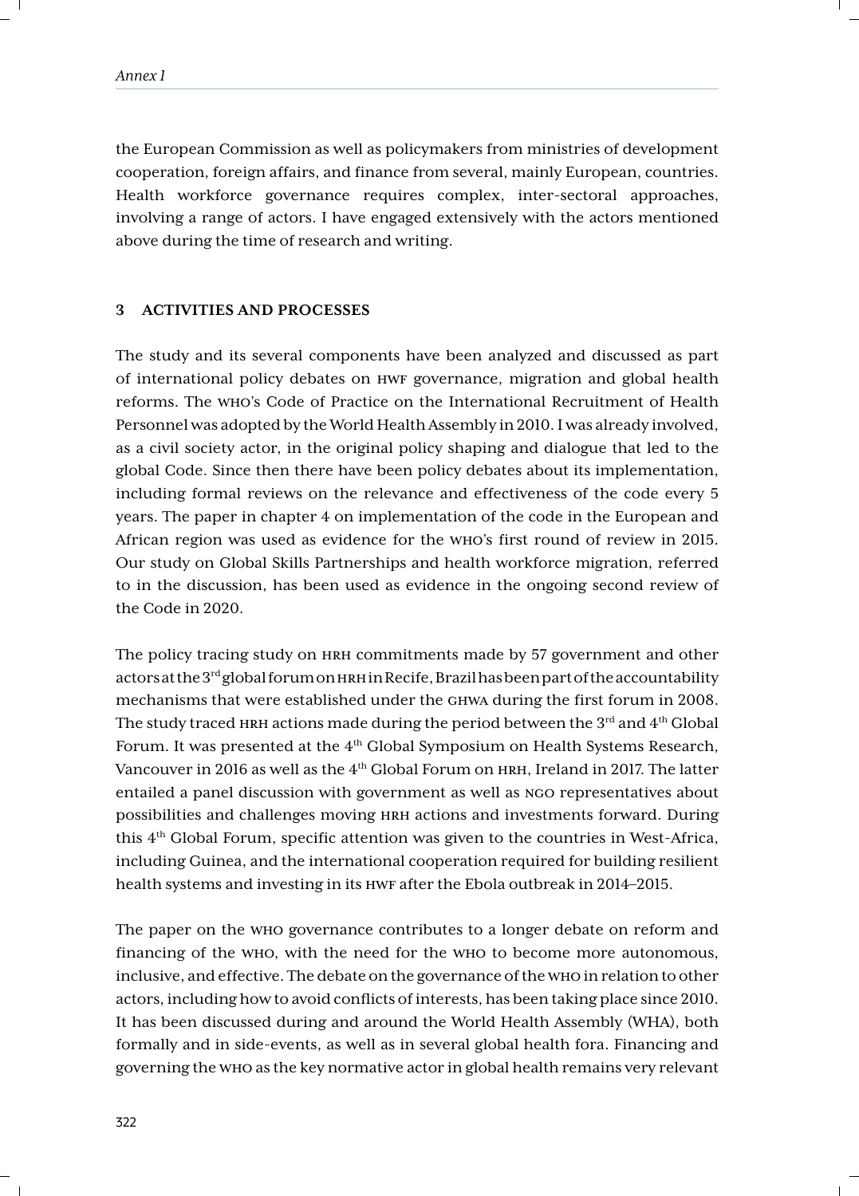the European Commission as well as policymakers from ministries of development cooperation, foreign affairs, and finance from several, mainly European, countries. Health workforce governance requires complex, inter-sectoral approaches, involving a range of actors. I have engaged extensively with the actors mentioned above during the time of research and writing.

## 3 ACTIVITIES AND PROCESSES

The study and its several components have been analyzed and discussed as part of international policy debates on HWF governance, migration and global health reforms. The WHO's Code of Practice on the International Recruitment of Health Personnel was adopted by the World Health Assembly in 2010. I was already involved, as a civil society actor, in the original policy shaping and dialogue that led to the global Code. Since then there have been policy debates about its implementation, including formal reviews on the relevance and effectiveness of the code every 5 years. The paper in chapter 4 on implementation of the code in the European and African region was used as evidence for the WHO's first round of review in 2015. Our study on Global Skills Partnerships and health workforce migration, referred to in the discussion, has been used as evidence in the ongoing second review of the Code in 2020.

The policy tracing study on HRH commitments made by 57 government and other actors at the 3rd global forum on HRH in Recife, Brazil has been part of the accountability mechanisms that were established under the GHWA during the first forum in 2008. The study traced HRH actions made during the period between the 3rd and 4th Global Forum. It was presented at the 4th Global Symposium on Health Systems Research, Vancouver in 2016 as well as the 4th Global Forum on HRH, Ireland in 2017. The latter entailed a panel discussion with government as well as NGO representatives about possibilities and challenges moving HRH actions and investments forward. During this 4th Global Forum, specific attention was given to the countries in West-Africa, including Guinea, and the international cooperation required for building resilient health systems and investing in its HWF after the Ebola outbreak in 2014–2015.

The paper on the WHO governance contributes to a longer debate on reform and financing of the WHO, with the need for the WHO to become more autonomous, inclusive, and effective. The debate on the governance of the WHO in relation to other actors, including how to avoid conflicts of interests, has been taking place since 2010. It has been discussed during and around the World Health Assembly (WHA), both formally and in side-events, as well as in several global health fora. Financing and governing the WHO as the key normative actor in global health remains very relevant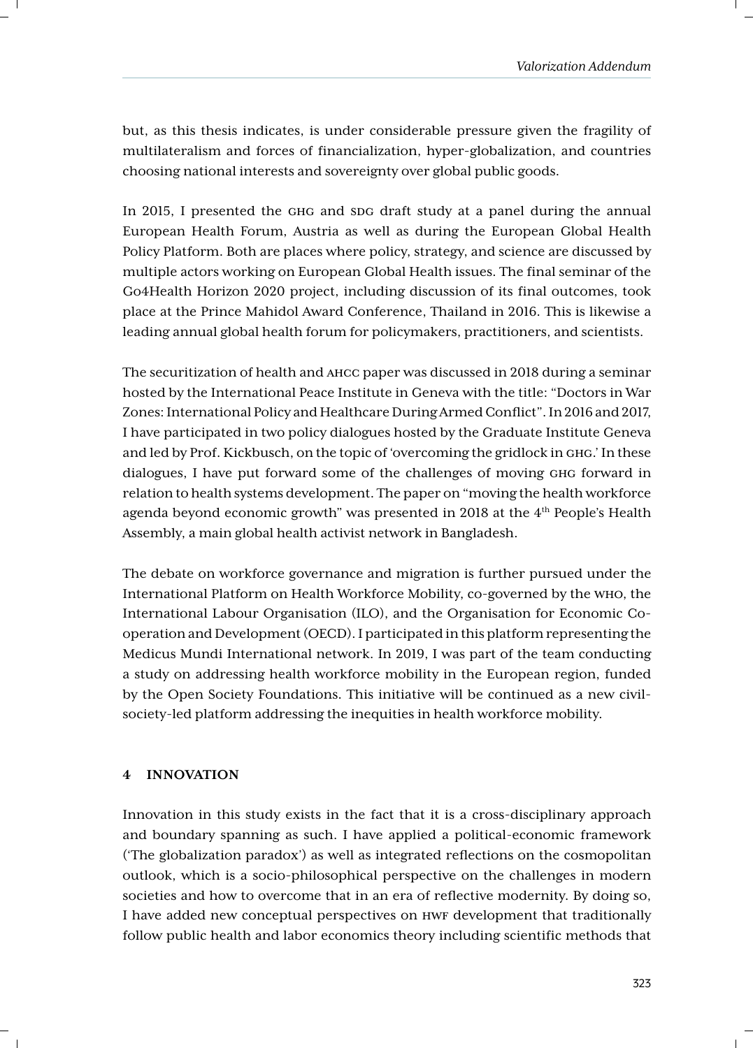but, as this thesis indicates, is under considerable pressure given the fragility of multilateralism and forces of financialization, hyper-globalization, and countries choosing national interests and sovereignty over global public goods.

In 2015, I presented the GHG and SDG draft study at a panel during the annual European Health Forum, Austria as well as during the European Global Health Policy Platform. Both are places where policy, strategy, and science are discussed by multiple actors working on European Global Health issues. The final seminar of the Go4Health Horizon 2020 project, including discussion of its final outcomes, took place at the Prince Mahidol Award Conference, Thailand in 2016. This is likewise a leading annual global health forum for policymakers, practitioners, and scientists.

The securitization of health and AHCC paper was discussed in 2018 during a seminar hosted by the International Peace Institute in Geneva with the title: "Doctors in War Zones: International Policy and Healthcare During Armed Conflict". In 2016 and 2017, I have participated in two policy dialogues hosted by the Graduate Institute Geneva and led by Prof. Kickbusch, on the topic of 'overcoming the gridlock in GHG.' In these dialogues, I have put forward some of the challenges of moving GHG forward in relation to health systems development. The paper on "moving the health workforce agenda beyond economic growth" was presented in 2018 at the 4th People's Health Assembly, a main global health activist network in Bangladesh.

The debate on workforce governance and migration is further pursued under the International Platform on Health Workforce Mobility, co-governed by the WHO, the International Labour Organisation (ILO), and the Organisation for Economic Co-operation and Development (OECD). I participated in this platform representing the Medicus Mundi International network. In 2019, I was part of the team conducting a study on addressing health workforce mobility in the European region, funded by the Open Society Foundations. This initiative will be continued as a new civil-society-led platform addressing the inequities in health workforce mobility.

## 4 INNOVATION

Innovation in this study exists in the fact that it is a cross-disciplinary approach and boundary spanning as such. I have applied a political-economic framework ('The globalization paradox') as well as integrated reflections on the cosmopolitan outlook, which is a socio-philosophical perspective on the challenges in modern societies and how to overcome that in an era of reflective modernity. By doing so, I have added new conceptual perspectives on HWF development that traditionally follow public health and labor economics theory including scientific methods that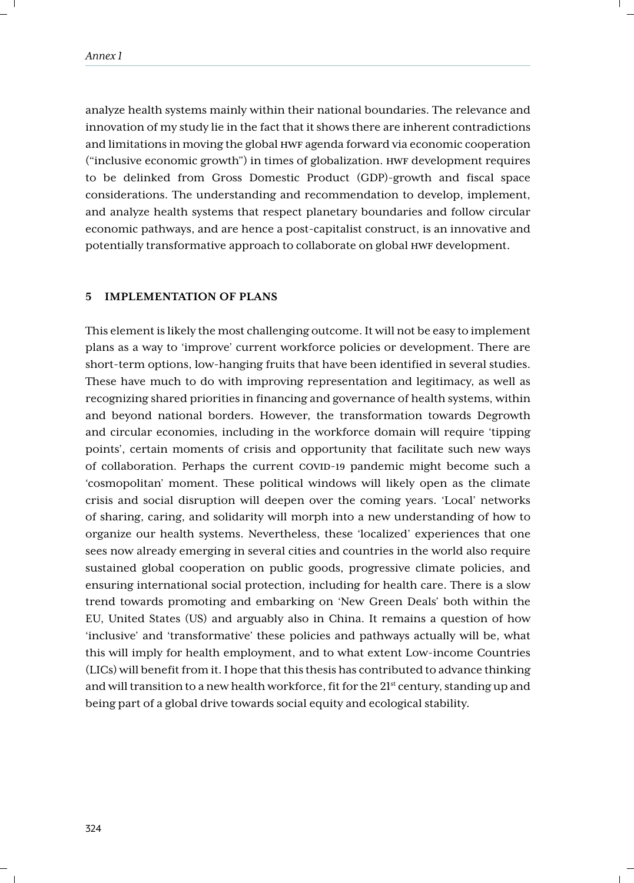analyze health systems mainly within their national boundaries. The relevance and innovation of my study lie in the fact that it shows there are inherent contradictions and limitations in moving the global HWF agenda forward via economic cooperation ("inclusive economic growth") in times of globalization. HWF development requires to be delinked from Gross Domestic Product (GDP)-growth and fiscal space considerations. The understanding and recommendation to develop, implement, and analyze health systems that respect planetary boundaries and follow circular economic pathways, and are hence a post-capitalist construct, is an innovative and potentially transformative approach to collaborate on global HWF development.

## 5 IMPLEMENTATION OF PLANS

This element is likely the most challenging outcome. It will not be easy to implement plans as a way to 'improve' current workforce policies or development. There are short-term options, low-hanging fruits that have been identified in several studies. These have much to do with improving representation and legitimacy, as well as recognizing shared priorities in financing and governance of health systems, within and beyond national borders. However, the transformation towards Degrowth and circular economies, including in the workforce domain will require 'tipping points', certain moments of crisis and opportunity that facilitate such new ways of collaboration. Perhaps the current COVID-19 pandemic might become such a 'cosmopolitan' moment. These political windows will likely open as the climate crisis and social disruption will deepen over the coming years. 'Local' networks of sharing, caring, and solidarity will morph into a new understanding of how to organize our health systems. Nevertheless, these 'localized' experiences that one sees now already emerging in several cities and countries in the world also require sustained global cooperation on public goods, progressive climate policies, and ensuring international social protection, including for health care. There is a slow trend towards promoting and embarking on 'New Green Deals' both within the EU, United States (US) and arguably also in China. It remains a question of how 'inclusive' and 'transformative' these policies and pathways actually will be, what this will imply for health employment, and to what extent Low-income Countries (LICs) will benefit from it. I hope that this thesis has contributed to advance thinking and will transition to a new health workforce, fit for the 21st century, standing up and being part of a global drive towards social equity and ecological stability.